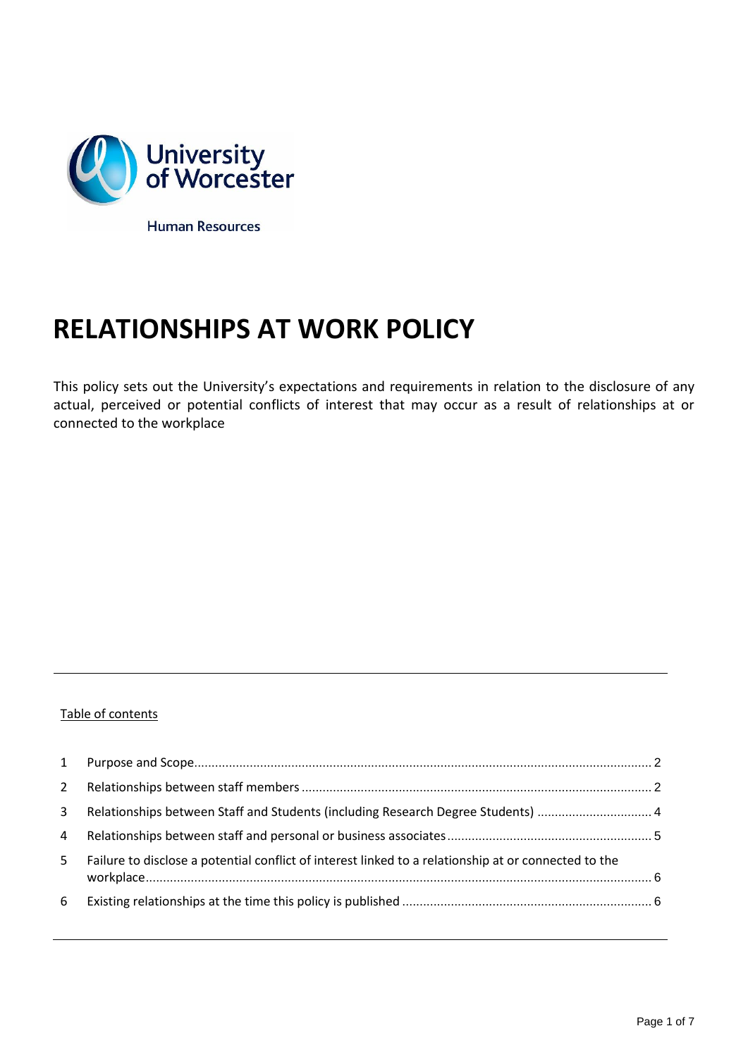University of Worcester

Human Resources

# RELATIONSHIPS AT WORK POLICY

This policy sets out the University's expectations and requirements in relation to the disclosure of any actual, perceived or potential conflicts of interest that may occur as a result of relationships at or connected to the workplace

Table of contents

| | | |
|---|---|---|
| 1 | Purpose and Scope | 2 |
| 2 | Relationships between staff members | 2 |
| 3 | Relationships between Staff and Students (including Research Degree Students) | 4 |
| 4 | Relationships between staff and personal or business associates | 5 |
| 5 | Failure to disclose a potential conflict of interest linked to a relationship at or connected to the workplace | 6 |
| 6 | Existing relationships at the time this policy is published | 6 |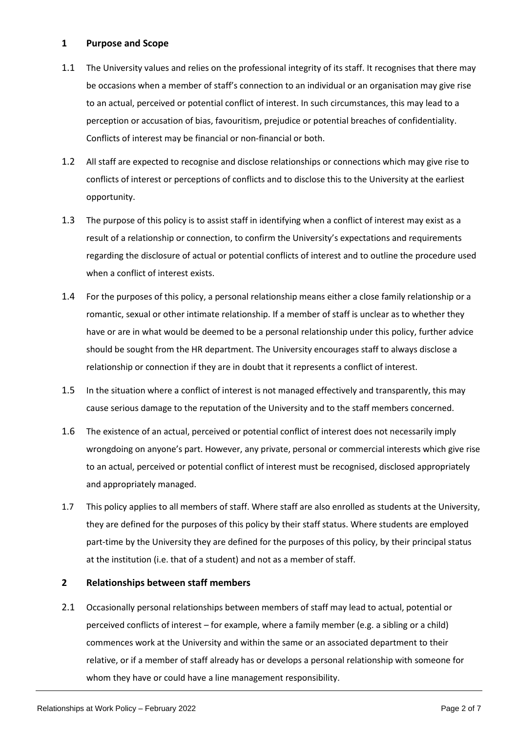## 1 Purpose and Scope

1.1 The University values and relies on the professional integrity of its staff. It recognises that there may be occasions when a member of staff's connection to an individual or an organisation may give rise to an actual, perceived or potential conflict of interest. In such circumstances, this may lead to a perception or accusation of bias, favouritism, prejudice or potential breaches of confidentiality. Conflicts of interest may be financial or non-financial or both.

1.2 All staff are expected to recognise and disclose relationships or connections which may give rise to conflicts of interest or perceptions of conflicts and to disclose this to the University at the earliest opportunity.

1.3 The purpose of this policy is to assist staff in identifying when a conflict of interest may exist as a result of a relationship or connection, to confirm the University's expectations and requirements regarding the disclosure of actual or potential conflicts of interest and to outline the procedure used when a conflict of interest exists.

1.4 For the purposes of this policy, a personal relationship means either a close family relationship or a romantic, sexual or other intimate relationship. If a member of staff is unclear as to whether they have or are in what would be deemed to be a personal relationship under this policy, further advice should be sought from the HR department. The University encourages staff to always disclose a relationship or connection if they are in doubt that it represents a conflict of interest.

1.5 In the situation where a conflict of interest is not managed effectively and transparently, this may cause serious damage to the reputation of the University and to the staff members concerned.

1.6 The existence of an actual, perceived or potential conflict of interest does not necessarily imply wrongdoing on anyone's part. However, any private, personal or commercial interests which give rise to an actual, perceived or potential conflict of interest must be recognised, disclosed appropriately and appropriately managed.

1.7 This policy applies to all members of staff. Where staff are also enrolled as students at the University, they are defined for the purposes of this policy by their staff status. Where students are employed part-time by the University they are defined for the purposes of this policy, by their principal status at the institution (i.e. that of a student) and not as a member of staff.

## 2 Relationships between staff members

2.1 Occasionally personal relationships between members of staff may lead to actual, potential or perceived conflicts of interest – for example, where a family member (e.g. a sibling or a child) commences work at the University and within the same or an associated department to their relative, or if a member of staff already has or develops a personal relationship with someone for whom they have or could have a line management responsibility.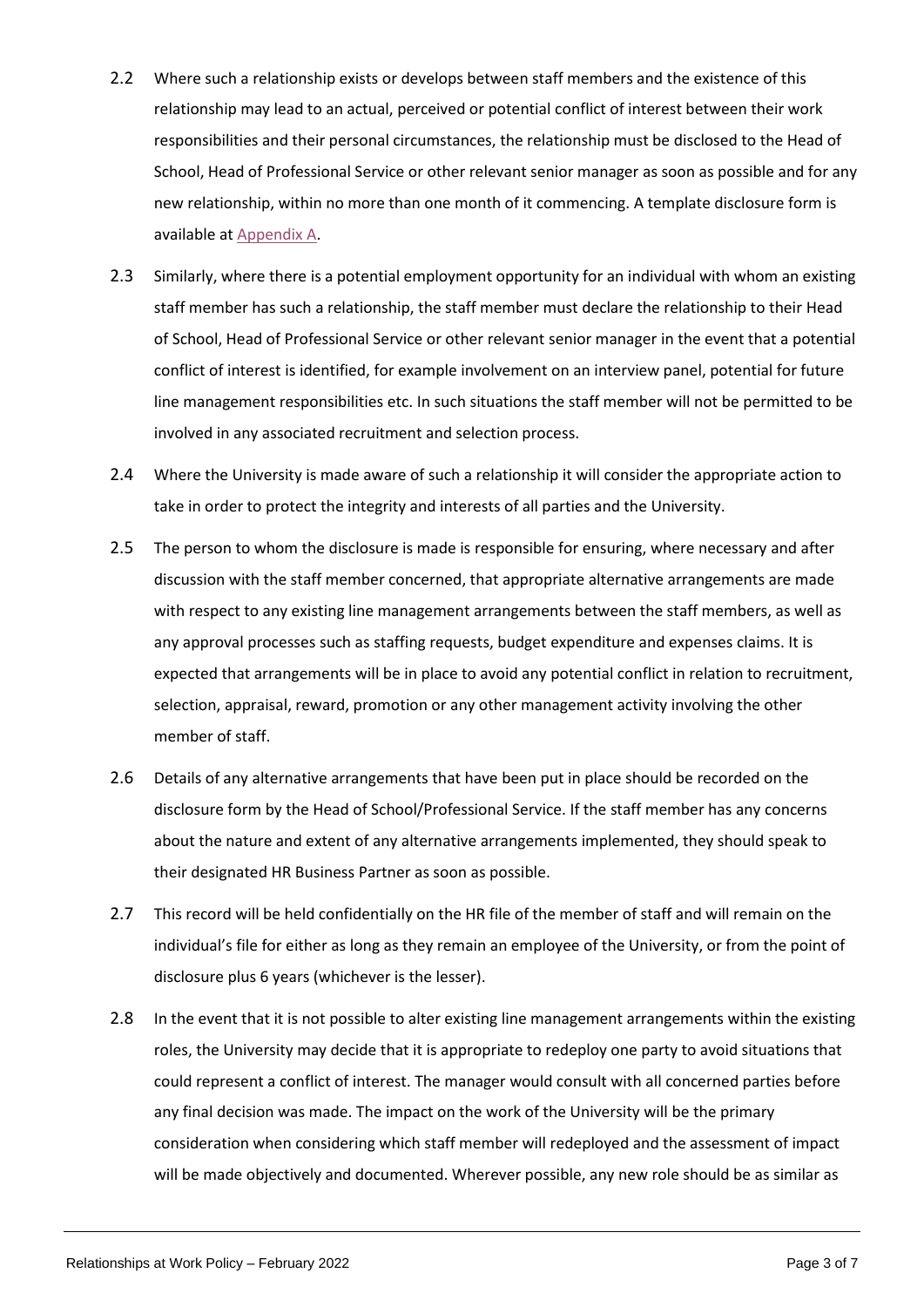2.2 Where such a relationship exists or develops between staff members and the existence of this relationship may lead to an actual, perceived or potential conflict of interest between their work responsibilities and their personal circumstances, the relationship must be disclosed to the Head of School, Head of Professional Service or other relevant senior manager as soon as possible and for any new relationship, within no more than one month of it commencing. A template disclosure form is available at Appendix A.

2.3 Similarly, where there is a potential employment opportunity for an individual with whom an existing staff member has such a relationship, the staff member must declare the relationship to their Head of School, Head of Professional Service or other relevant senior manager in the event that a potential conflict of interest is identified, for example involvement on an interview panel, potential for future line management responsibilities etc. In such situations the staff member will not be permitted to be involved in any associated recruitment and selection process.

2.4 Where the University is made aware of such a relationship it will consider the appropriate action to take in order to protect the integrity and interests of all parties and the University.

2.5 The person to whom the disclosure is made is responsible for ensuring, where necessary and after discussion with the staff member concerned, that appropriate alternative arrangements are made with respect to any existing line management arrangements between the staff members, as well as any approval processes such as staffing requests, budget expenditure and expenses claims. It is expected that arrangements will be in place to avoid any potential conflict in relation to recruitment, selection, appraisal, reward, promotion or any other management activity involving the other member of staff.

2.6 Details of any alternative arrangements that have been put in place should be recorded on the disclosure form by the Head of School/Professional Service. If the staff member has any concerns about the nature and extent of any alternative arrangements implemented, they should speak to their designated HR Business Partner as soon as possible.

2.7 This record will be held confidentially on the HR file of the member of staff and will remain on the individual's file for either as long as they remain an employee of the University, or from the point of disclosure plus 6 years (whichever is the lesser).

2.8 In the event that it is not possible to alter existing line management arrangements within the existing roles, the University may decide that it is appropriate to redeploy one party to avoid situations that could represent a conflict of interest. The manager would consult with all concerned parties before any final decision was made. The impact on the work of the University will be the primary consideration when considering which staff member will redeployed and the assessment of impact will be made objectively and documented. Wherever possible, any new role should be as similar as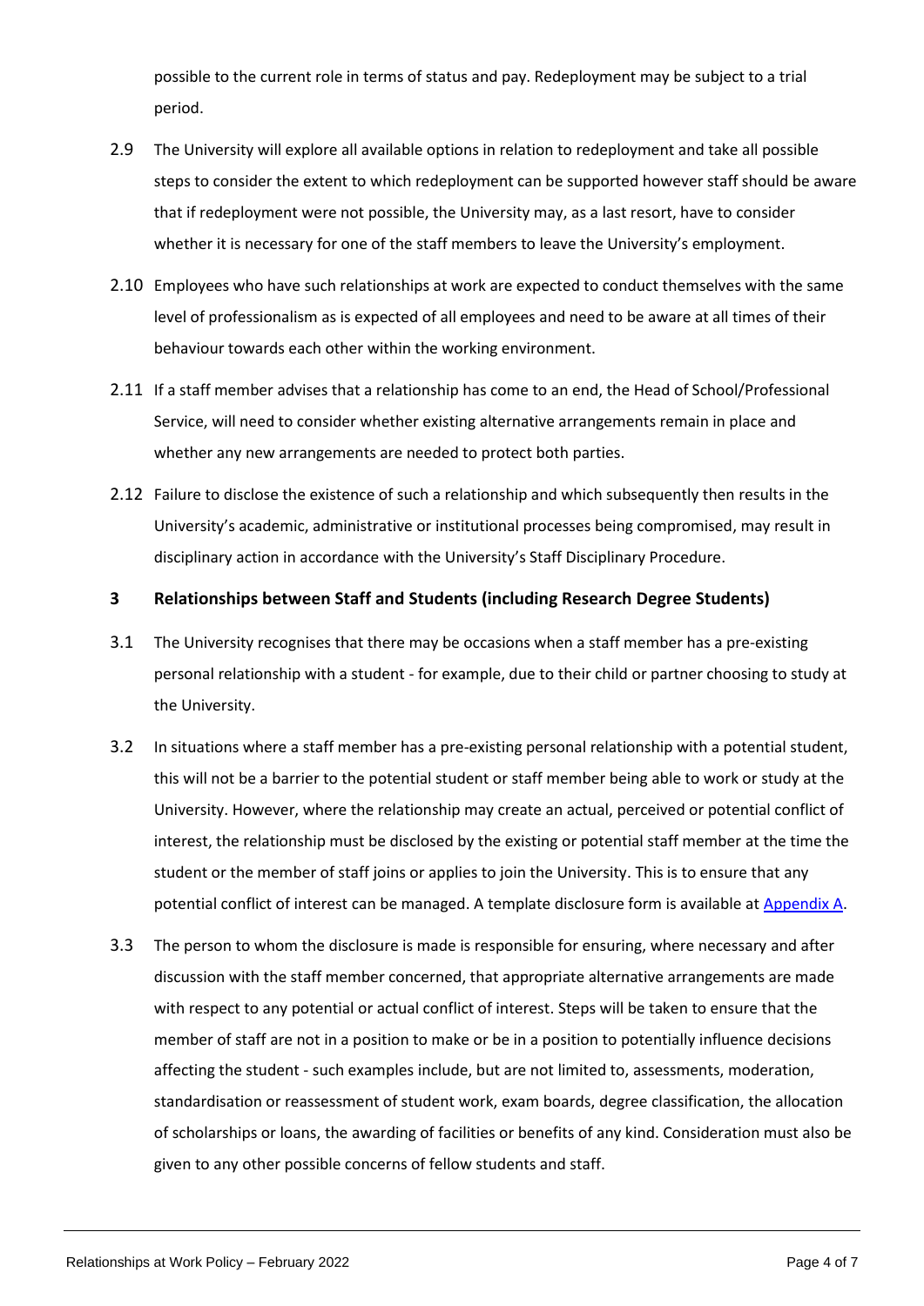possible to the current role in terms of status and pay. Redeployment may be subject to a trial period.

2.9 The University will explore all available options in relation to redeployment and take all possible steps to consider the extent to which redeployment can be supported however staff should be aware that if redeployment were not possible, the University may, as a last resort, have to consider whether it is necessary for one of the staff members to leave the University's employment.

2.10 Employees who have such relationships at work are expected to conduct themselves with the same level of professionalism as is expected of all employees and need to be aware at all times of their behaviour towards each other within the working environment.

2.11 If a staff member advises that a relationship has come to an end, the Head of School/Professional Service, will need to consider whether existing alternative arrangements remain in place and whether any new arrangements are needed to protect both parties.

2.12 Failure to disclose the existence of such a relationship and which subsequently then results in the University's academic, administrative or institutional processes being compromised, may result in disciplinary action in accordance with the University's Staff Disciplinary Procedure.

## 3 Relationships between Staff and Students (including Research Degree Students)

3.1 The University recognises that there may be occasions when a staff member has a pre-existing personal relationship with a student - for example, due to their child or partner choosing to study at the University.

3.2 In situations where a staff member has a pre-existing personal relationship with a potential student, this will not be a barrier to the potential student or staff member being able to work or study at the University. However, where the relationship may create an actual, perceived or potential conflict of interest, the relationship must be disclosed by the existing or potential staff member at the time the student or the member of staff joins or applies to join the University. This is to ensure that any potential conflict of interest can be managed. A template disclosure form is available at Appendix A.

3.3 The person to whom the disclosure is made is responsible for ensuring, where necessary and after discussion with the staff member concerned, that appropriate alternative arrangements are made with respect to any potential or actual conflict of interest. Steps will be taken to ensure that the member of staff are not in a position to make or be in a position to potentially influence decisions affecting the student - such examples include, but are not limited to, assessments, moderation, standardisation or reassessment of student work, exam boards, degree classification, the allocation of scholarships or loans, the awarding of facilities or benefits of any kind. Consideration must also be given to any other possible concerns of fellow students and staff.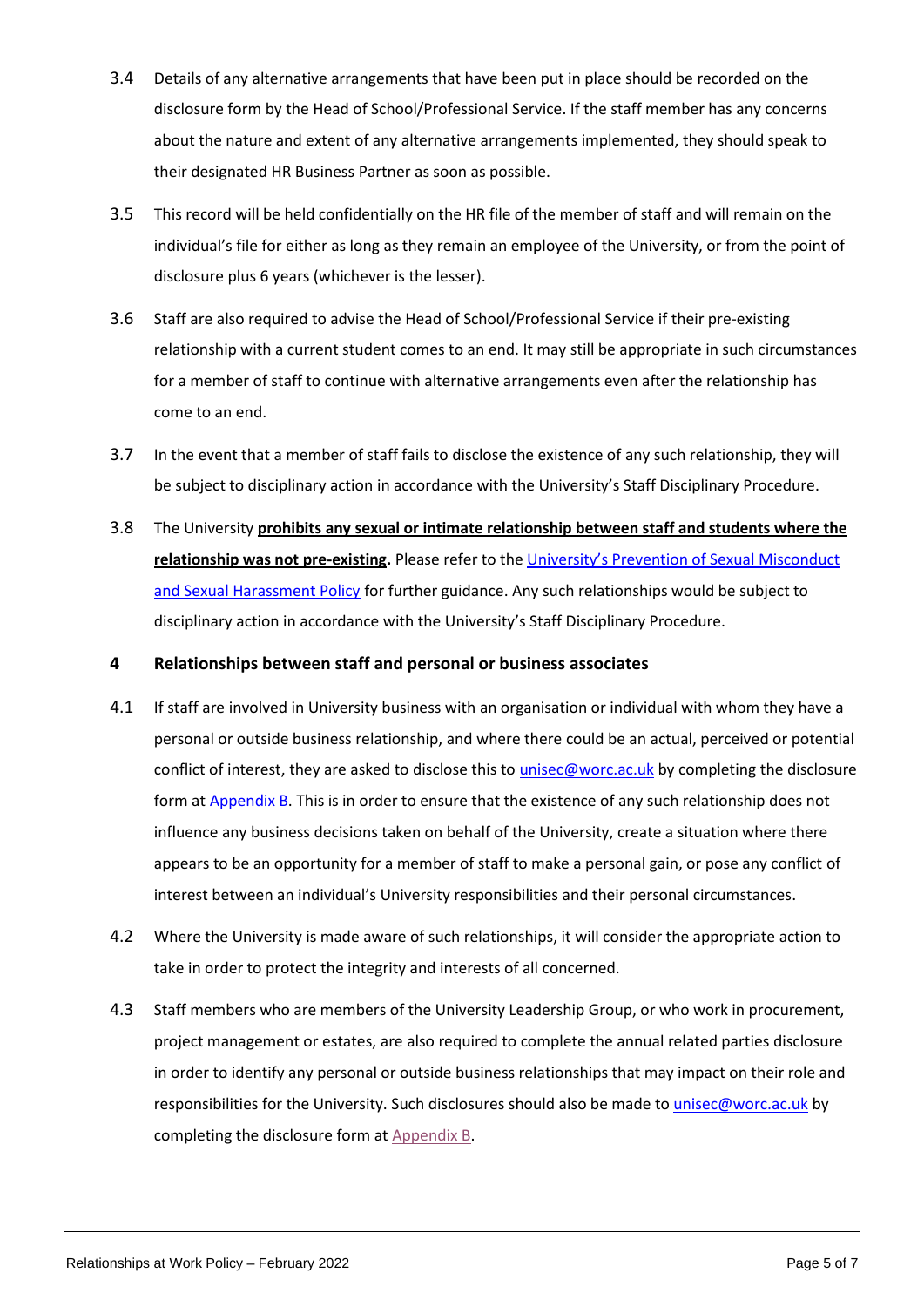3.4 Details of any alternative arrangements that have been put in place should be recorded on the disclosure form by the Head of School/Professional Service. If the staff member has any concerns about the nature and extent of any alternative arrangements implemented, they should speak to their designated HR Business Partner as soon as possible.

3.5 This record will be held confidentially on the HR file of the member of staff and will remain on the individual's file for either as long as they remain an employee of the University, or from the point of disclosure plus 6 years (whichever is the lesser).

3.6 Staff are also required to advise the Head of School/Professional Service if their pre-existing relationship with a current student comes to an end. It may still be appropriate in such circumstances for a member of staff to continue with alternative arrangements even after the relationship has come to an end.

3.7 In the event that a member of staff fails to disclose the existence of any such relationship, they will be subject to disciplinary action in accordance with the University's Staff Disciplinary Procedure.

3.8 The University **prohibits any sexual or intimate relationship between staff and students where the relationship was not pre-existing.** Please refer to the University's Prevention of Sexual Misconduct and Sexual Harassment Policy for further guidance. Any such relationships would be subject to disciplinary action in accordance with the University's Staff Disciplinary Procedure.

## 4 Relationships between staff and personal or business associates

4.1 If staff are involved in University business with an organisation or individual with whom they have a personal or outside business relationship, and where there could be an actual, perceived or potential conflict of interest, they are asked to disclose this to unisec@worc.ac.uk by completing the disclosure form at Appendix B. This is in order to ensure that the existence of any such relationship does not influence any business decisions taken on behalf of the University, create a situation where there appears to be an opportunity for a member of staff to make a personal gain, or pose any conflict of interest between an individual's University responsibilities and their personal circumstances.

4.2 Where the University is made aware of such relationships, it will consider the appropriate action to take in order to protect the integrity and interests of all concerned.

4.3 Staff members who are members of the University Leadership Group, or who work in procurement, project management or estates, are also required to complete the annual related parties disclosure in order to identify any personal or outside business relationships that may impact on their role and responsibilities for the University. Such disclosures should also be made to unisec@worc.ac.uk by completing the disclosure form at Appendix B.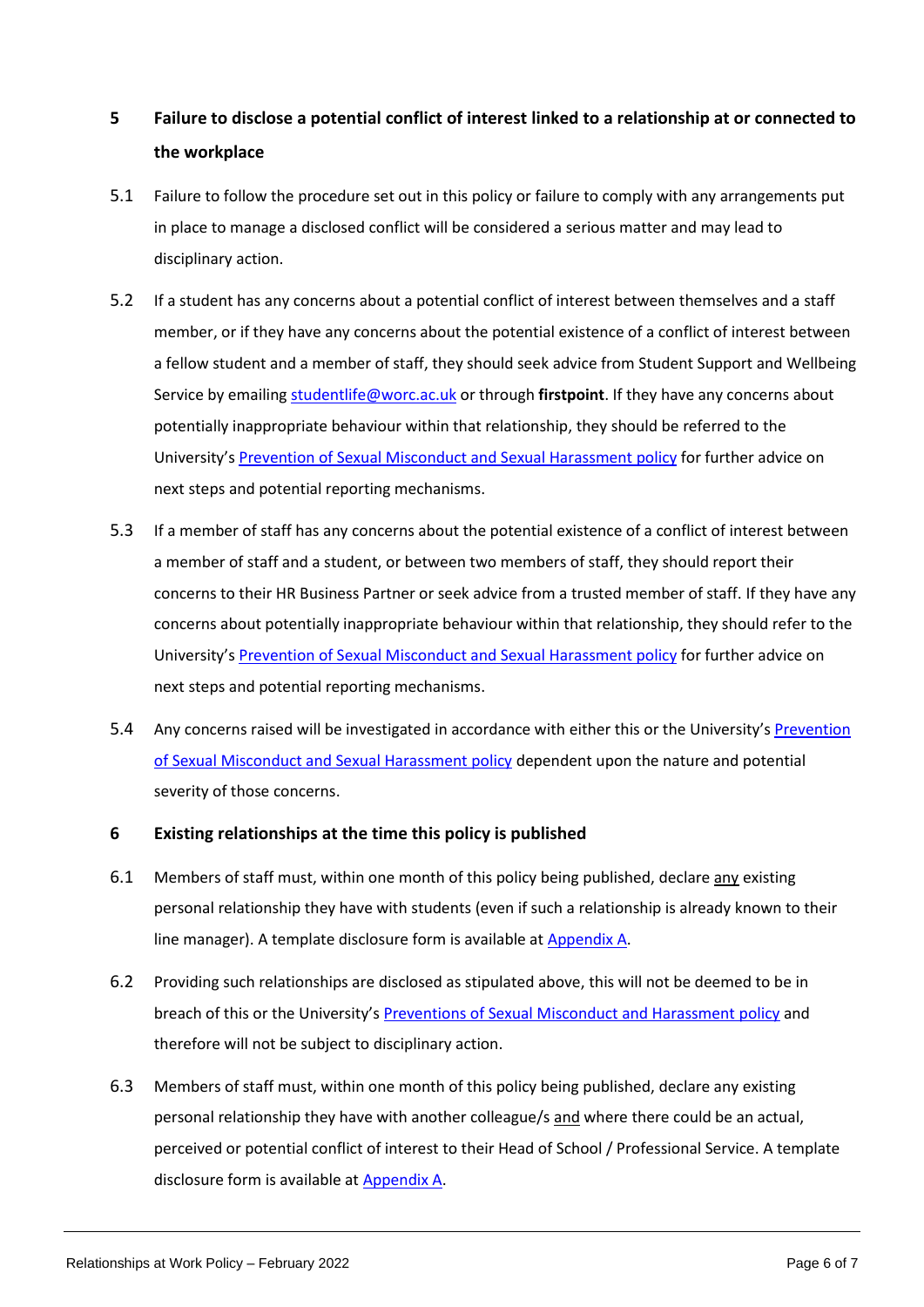## 5 Failure to disclose a potential conflict of interest linked to a relationship at or connected to the workplace

5.1 Failure to follow the procedure set out in this policy or failure to comply with any arrangements put in place to manage a disclosed conflict will be considered a serious matter and may lead to disciplinary action.

5.2 If a student has any concerns about a potential conflict of interest between themselves and a staff member, or if they have any concerns about the potential existence of a conflict of interest between a fellow student and a member of staff, they should seek advice from Student Support and Wellbeing Service by emailing studentlife@worc.ac.uk or through **firstpoint**. If they have any concerns about potentially inappropriate behaviour within that relationship, they should be referred to the University's Prevention of Sexual Misconduct and Sexual Harassment policy for further advice on next steps and potential reporting mechanisms.

5.3 If a member of staff has any concerns about the potential existence of a conflict of interest between a member of staff and a student, or between two members of staff, they should report their concerns to their HR Business Partner or seek advice from a trusted member of staff. If they have any concerns about potentially inappropriate behaviour within that relationship, they should refer to the University's Prevention of Sexual Misconduct and Sexual Harassment policy for further advice on next steps and potential reporting mechanisms.

5.4 Any concerns raised will be investigated in accordance with either this or the University's Prevention of Sexual Misconduct and Sexual Harassment policy dependent upon the nature and potential severity of those concerns.

## 6 Existing relationships at the time this policy is published

6.1 Members of staff must, within one month of this policy being published, declare any existing personal relationship they have with students (even if such a relationship is already known to their line manager). A template disclosure form is available at Appendix A.

6.2 Providing such relationships are disclosed as stipulated above, this will not be deemed to be in breach of this or the University's Preventions of Sexual Misconduct and Harassment policy and therefore will not be subject to disciplinary action.

6.3 Members of staff must, within one month of this policy being published, declare any existing personal relationship they have with another colleague/s and where there could be an actual, perceived or potential conflict of interest to their Head of School / Professional Service. A template disclosure form is available at Appendix A.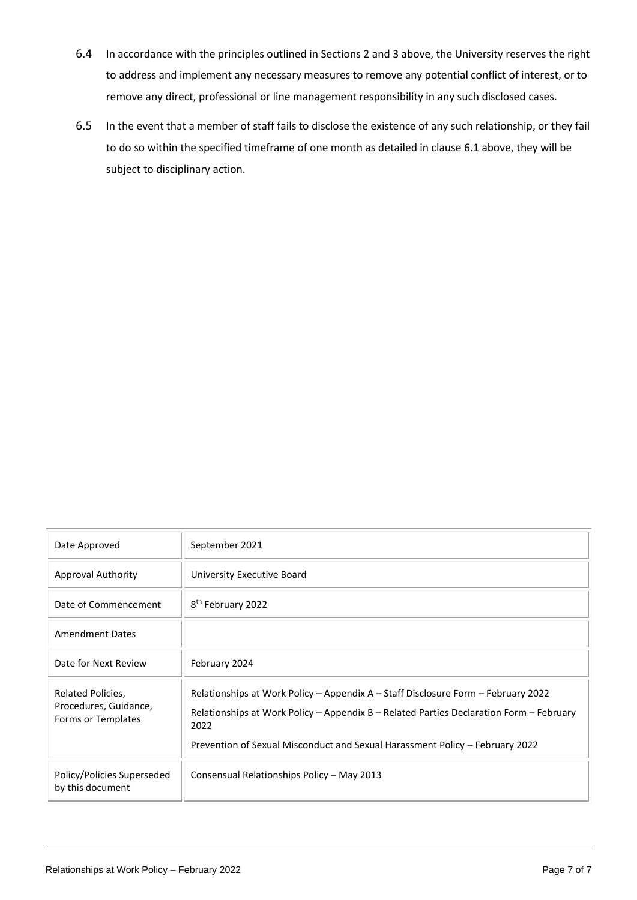6.4 In accordance with the principles outlined in Sections 2 and 3 above, the University reserves the right to address and implement any necessary measures to remove any potential conflict of interest, or to remove any direct, professional or line management responsibility in any such disclosed cases.

6.5 In the event that a member of staff fails to disclose the existence of any such relationship, or they fail to do so within the specified timeframe of one month as detailed in clause 6.1 above, they will be subject to disciplinary action.

| | |
|---|---|
| Date Approved | September 2021 |
| Approval Authority | University Executive Board |
| Date of Commencement | 8th February 2022 |
| Amendment Dates | |
| Date for Next Review | February 2024 |
| Related Policies, Procedures, Guidance, Forms or Templates | Relationships at Work Policy – Appendix A – Staff Disclosure Form – February 2022<br>Relationships at Work Policy – Appendix B – Related Parties Declaration Form – February 2022<br>Prevention of Sexual Misconduct and Sexual Harassment Policy – February 2022 |
| Policy/Policies Superseded by this document | Consensual Relationships Policy – May 2013 |